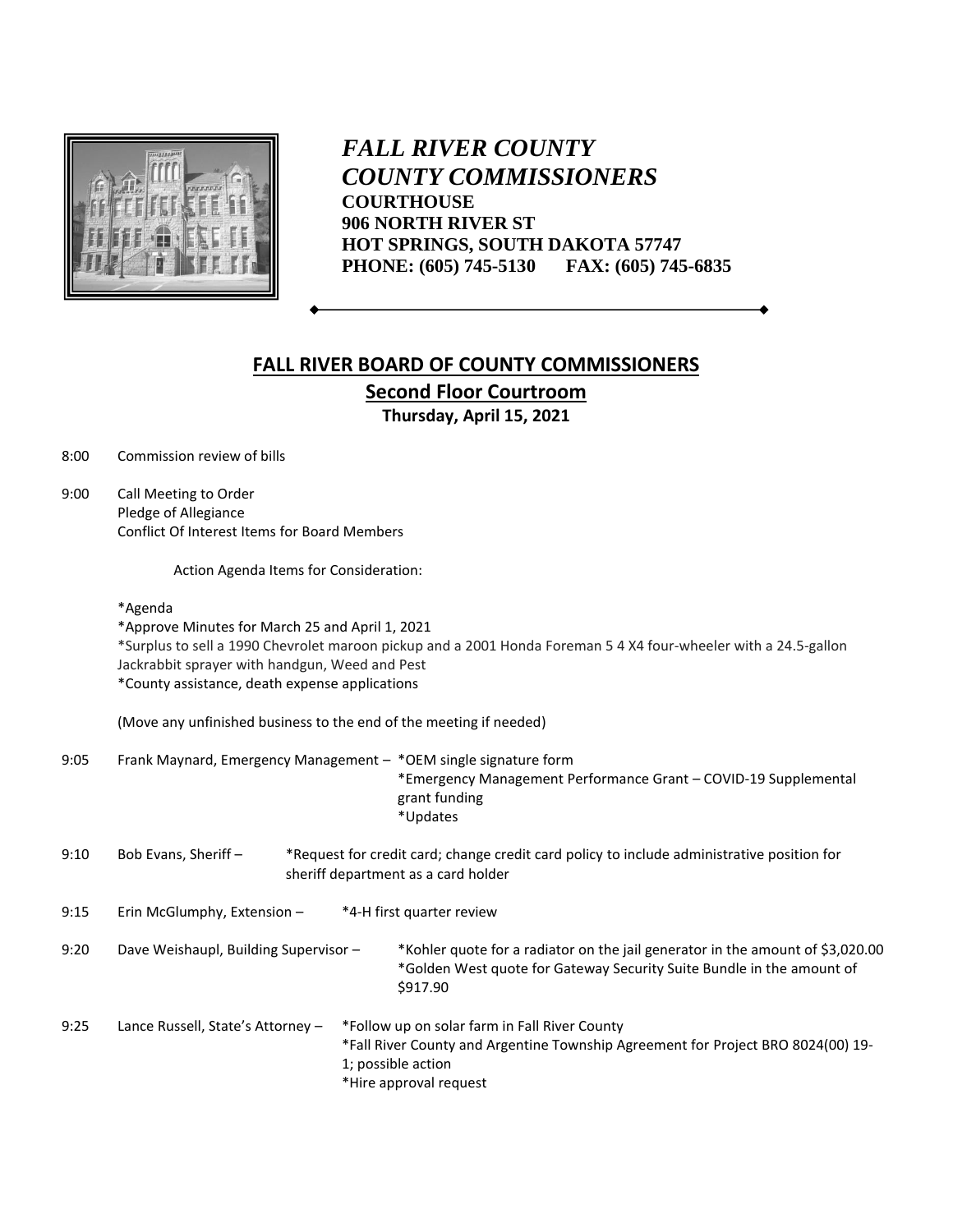***FALL RIVER COUNTY***
***COUNTY COMMISSIONERS***
**COURTHOUSE**
**906 NORTH RIVER ST**
**HOT SPRINGS, SOUTH DAKOTA 57747**
**PHONE: (605) 745-5130    FAX: (605) 745-6835**

## FALL RIVER BOARD OF COUNTY COMMISSIONERS

### Second Floor Courtroom

**Thursday, April 15, 2021**

8:00 Commission review of bills

9:00 Call Meeting to Order
Pledge of Allegiance
Conflict Of Interest Items for Board Members

Action Agenda Items for Consideration:

*Agenda
*Approve Minutes for March 25 and April 1, 2021
*Surplus to sell a 1990 Chevrolet maroon pickup and a 2001 Honda Foreman 5 4 X4 four-wheeler with a 24.5-gallon Jackrabbit sprayer with handgun, Weed and Pest
*County assistance, death expense applications

(Move any unfinished business to the end of the meeting if needed)

9:05 Frank Maynard, Emergency Management – *OEM single signature form
*Emergency Management Performance Grant – COVID-19 Supplemental grant funding
*Updates

9:10 Bob Evans, Sheriff – *Request for credit card; change credit card policy to include administrative position for sheriff department as a card holder

9:15 Erin McGlumphy, Extension – *4-H first quarter review

9:20 Dave Weishaupl, Building Supervisor – *Kohler quote for a radiator on the jail generator in the amount of $3,020.00
*Golden West quote for Gateway Security Suite Bundle in the amount of $917.90

9:25 Lance Russell, State's Attorney – *Follow up on solar farm in Fall River County
*Fall River County and Argentine Township Agreement for Project BRO 8024(00) 19-1; possible action
*Hire approval request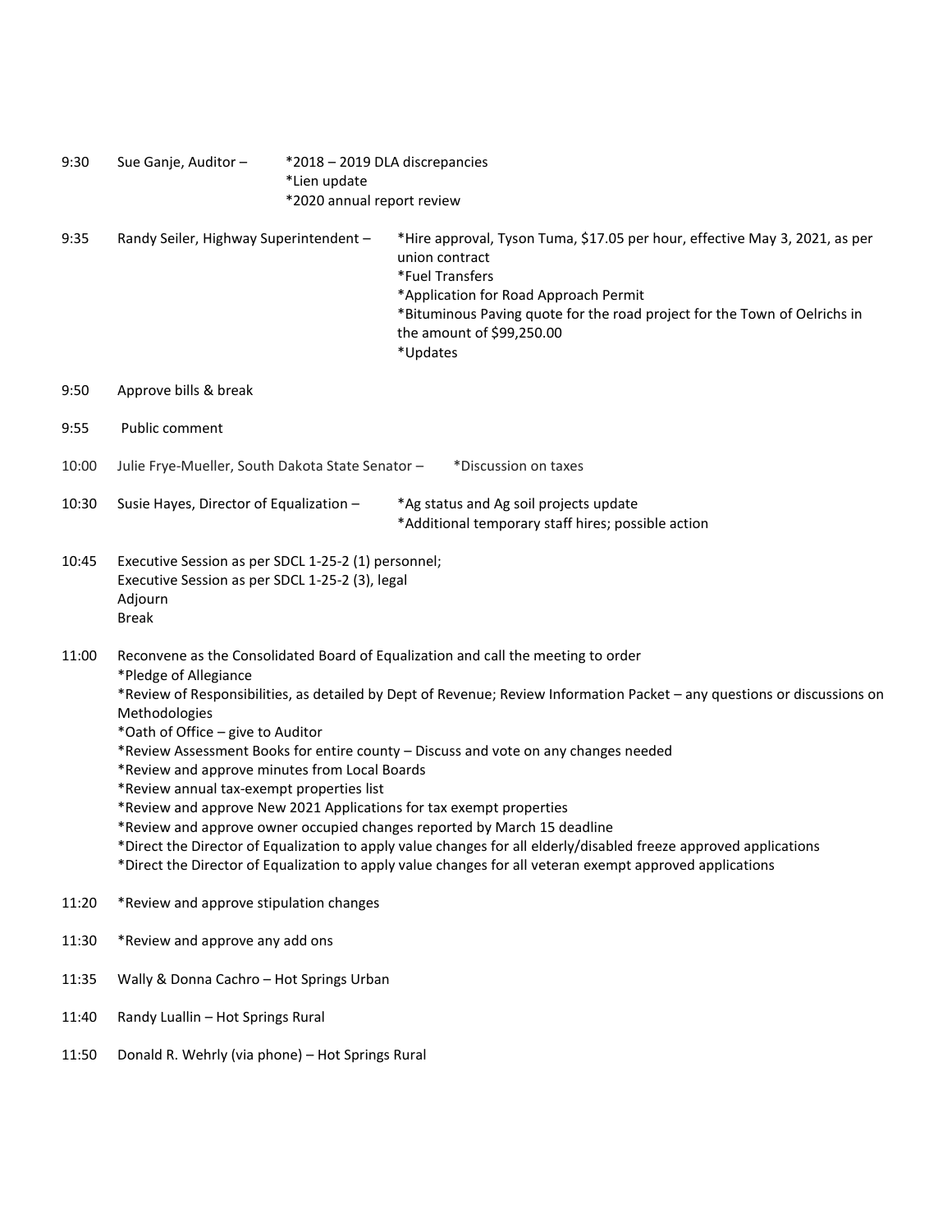9:30 Sue Ganje, Auditor –

*2018 – 2019 DLA discrepancies
*Lien update
*2020 annual report review

9:35 Randy Seiler, Highway Superintendent –

*Hire approval, Tyson Tuma, $17.05 per hour, effective May 3, 2021, as per union contract
*Fuel Transfers
*Application for Road Approach Permit
*Bituminous Paving quote for the road project for the Town of Oelrichs in the amount of $99,250.00
*Updates

9:50 Approve bills & break

9:55 Public comment

10:00 Julie Frye-Mueller, South Dakota State Senator – *Discussion on taxes

10:30 Susie Hayes, Director of Equalization –

*Ag status and Ag soil projects update
*Additional temporary staff hires; possible action

10:45 Executive Session as per SDCL 1-25-2 (1) personnel;
Executive Session as per SDCL 1-25-2 (3), legal
Adjourn
Break

11:00 Reconvene as the Consolidated Board of Equalization and call the meeting to order

*Pledge of Allegiance
*Review of Responsibilities, as detailed by Dept of Revenue; Review Information Packet – any questions or discussions on Methodologies
*Oath of Office – give to Auditor
*Review Assessment Books for entire county – Discuss and vote on any changes needed
*Review and approve minutes from Local Boards
*Review annual tax-exempt properties list
*Review and approve New 2021 Applications for tax exempt properties
*Review and approve owner occupied changes reported by March 15 deadline
*Direct the Director of Equalization to apply value changes for all elderly/disabled freeze approved applications
*Direct the Director of Equalization to apply value changes for all veteran exempt approved applications

11:20 *Review and approve stipulation changes

11:30 *Review and approve any add ons

11:35 Wally & Donna Cachro – Hot Springs Urban

11:40 Randy Luallin – Hot Springs Rural

11:50 Donald R. Wehrly (via phone) – Hot Springs Rural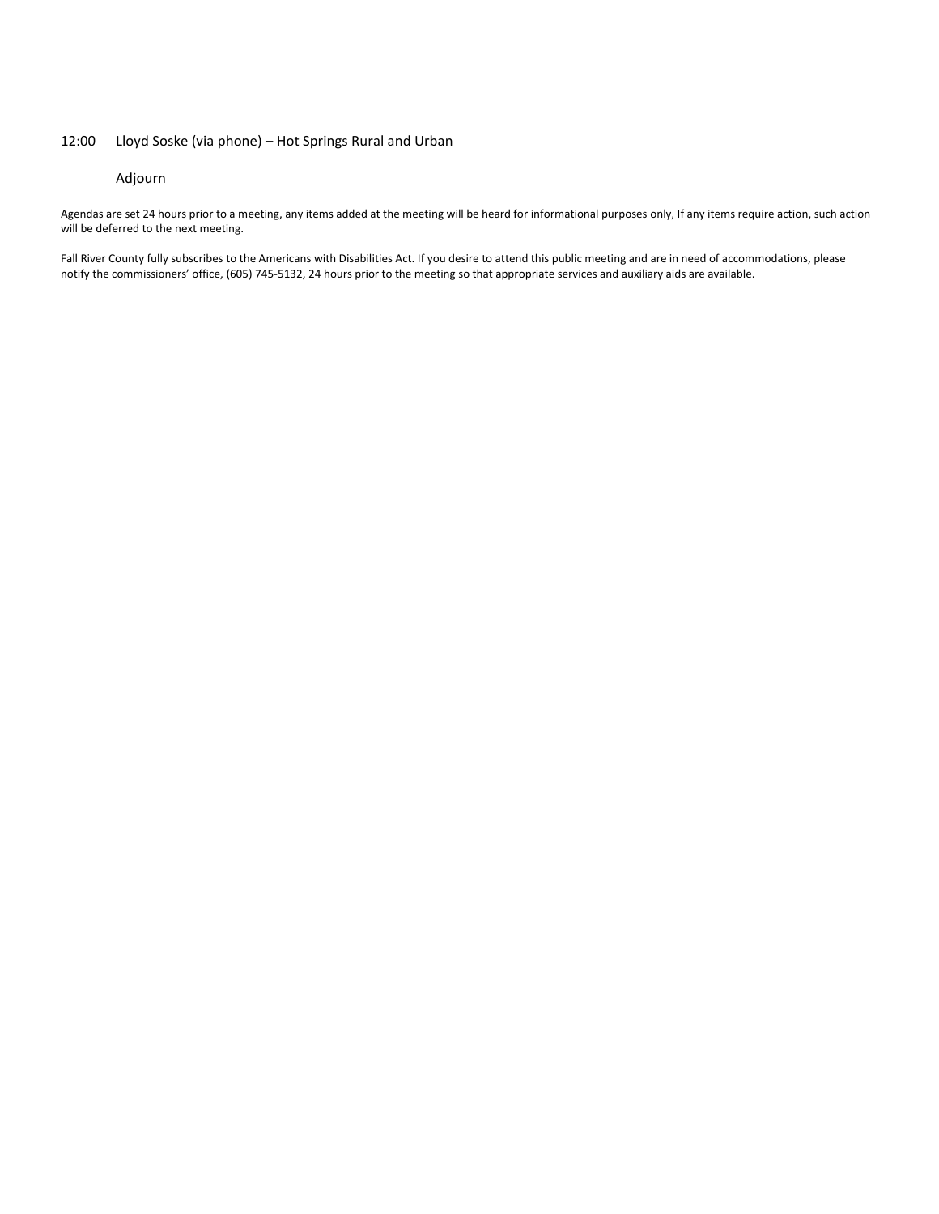12:00 Lloyd Soske (via phone) – Hot Springs Rural and Urban

Adjourn

Agendas are set 24 hours prior to a meeting, any items added at the meeting will be heard for informational purposes only, If any items require action, such action will be deferred to the next meeting.

Fall River County fully subscribes to the Americans with Disabilities Act. If you desire to attend this public meeting and are in need of accommodations, please notify the commissioners' office, (605) 745-5132, 24 hours prior to the meeting so that appropriate services and auxiliary aids are available.